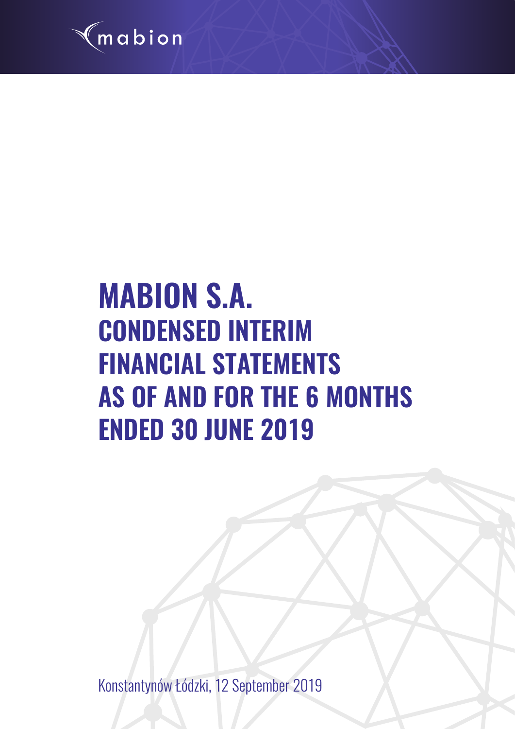mabion

# MABION S.A.

## CONDENSED INTERIM FINANCIAL STATEMENTS AS OF AND FOR THE 6 MONTHS ENDED 30 JUNE 2019

Konstantynów Łódzki, 12 September 2019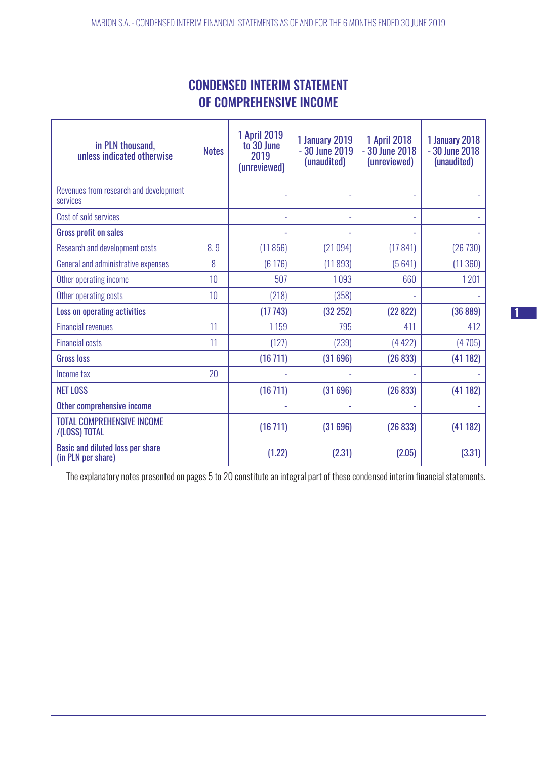# CONDENSED INTERIM STATEMENT OF COMPREHENSIVE INCOME

| in PLN thousand, unless indicated otherwise | Notes | 1 April 2019 to 30 June 2019 (unreviewed) | 1 January 2019 - 30 June 2019 (unaudited) | 1 April 2018 - 30 June 2018 (unreviewed) | 1 January 2018 - 30 June 2018 (unaudited) |
|---|---|---|---|---|---|
| Revenues from research and development services | | - | - | - | - |
| Cost of sold services | | - | - | - | - |
| **Gross profit on sales** | | - | - | - | - |
| Research and development costs | 8, 9 | (11 856) | (21 094) | (17 841) | (26 730) |
| General and administrative expenses | 8 | (6 176) | (11 893) | (5 641) | (11 360) |
| Other operating income | 10 | 507 | 1 093 | 660 | 1 201 |
| Other operating costs | 10 | (218) | (358) | - | - |
| **Loss on operating activities** | | (17 743) | (32 252) | (22 822) | (36 889) |
| Financial revenues | 11 | 1 159 | 795 | 411 | 412 |
| Financial costs | 11 | (127) | (239) | (4 422) | (4 705) |
| **Gross loss** | | (16 711) | (31 696) | (26 833) | (41 182) |
| Income tax | 20 | - | - | - | - |
| **NET LOSS** | | (16 711) | (31 696) | (26 833) | (41 182) |
| **Other comprehensive income** | | - | - | - | - |
| **TOTAL COMPREHENSIVE INCOME /(LOSS) TOTAL** | | (16 711) | (31 696) | (26 833) | (41 182) |
| **Basic and diluted loss per share (in PLN per share)** | | (1.22) | (2.31) | (2.05) | (3.31) |

The explanatory notes presented on pages 5 to 20 constitute an integral part of these condensed interim financial statements.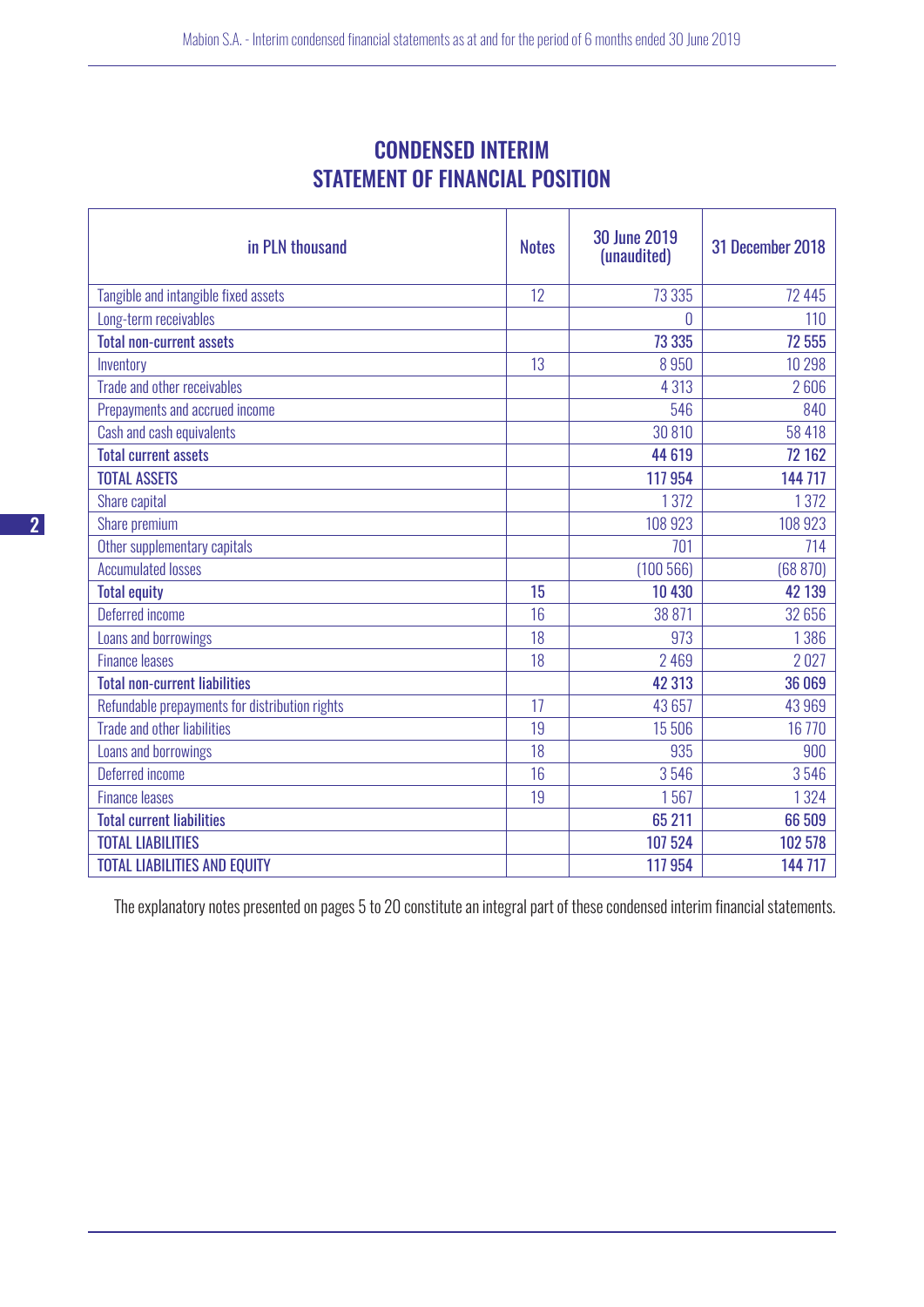# CONDENSED INTERIM STATEMENT OF FINANCIAL POSITION

| in PLN thousand | Notes | 30 June 2019 (unaudited) | 31 December 2018 |
|---|---|---|---|
| Tangible and intangible fixed assets | 12 | 73 335 | 72 445 |
| Long-term receivables | | 0 | 110 |
| **Total non-current assets** | | **73 335** | **72 555** |
| Inventory | 13 | 8 950 | 10 298 |
| Trade and other receivables | | 4 313 | 2 606 |
| Prepayments and accrued income | | 546 | 840 |
| Cash and cash equivalents | | 30 810 | 58 418 |
| **Total current assets** | | **44 619** | **72 162** |
| **TOTAL ASSETS** | | **117 954** | **144 717** |
| Share capital | | 1 372 | 1 372 |
| Share premium | | 108 923 | 108 923 |
| Other supplementary capitals | | 701 | 714 |
| Accumulated losses | | (100 566) | (68 870) |
| **Total equity** | **15** | **10 430** | **42 139** |
| Deferred income | 16 | 38 871 | 32 656 |
| Loans and borrowings | 18 | 973 | 1 386 |
| Finance leases | 18 | 2 469 | 2 027 |
| **Total non-current liabilities** | | **42 313** | **36 069** |
| Refundable prepayments for distribution rights | 17 | 43 657 | 43 969 |
| Trade and other liabilities | 19 | 15 506 | 16 770 |
| Loans and borrowings | 18 | 935 | 900 |
| Deferred income | 16 | 3 546 | 3 546 |
| Finance leases | 19 | 1 567 | 1 324 |
| **Total current liabilities** | | **65 211** | **66 509** |
| **TOTAL LIABILITIES** | | **107 524** | **102 578** |
| **TOTAL LIABILITIES AND EQUITY** | | **117 954** | **144 717** |

The explanatory notes presented on pages 5 to 20 constitute an integral part of these condensed interim financial statements.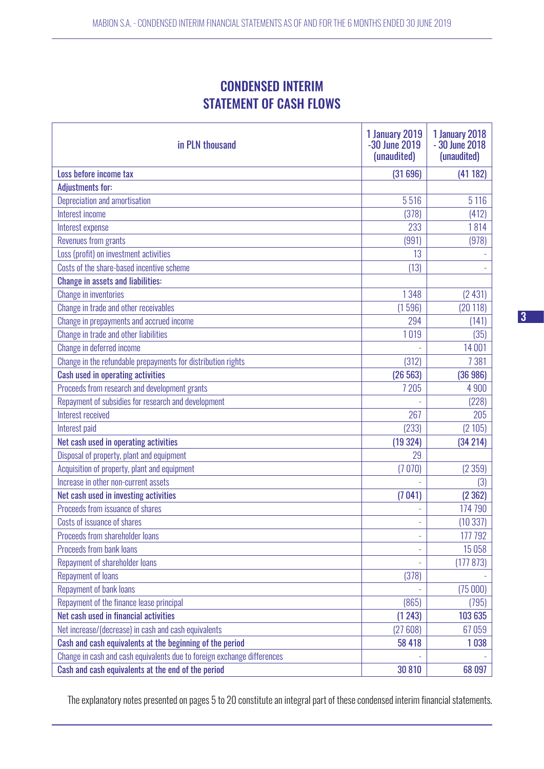# CONDENSED INTERIM STATEMENT OF CASH FLOWS

| in PLN thousand | 1 January 2019 -30 June 2019 (unaudited) | 1 January 2018 - 30 June 2018 (unaudited) |
|---|---|---|
| **Loss before income tax** | **(31 696)** | **(41 182)** |
| **Adjustments for:** | | |
| Depreciation and amortisation | 5 516 | 5 116 |
| Interest income | (378) | (412) |
| Interest expense | 233 | 1 814 |
| Revenues from grants | (991) | (978) |
| Loss (profit) on investment activities | 13 | - |
| Costs of the share-based incentive scheme | (13) | - |
| **Change in assets and liabilities:** | | |
| Change in inventories | 1 348 | (2 431) |
| Change in trade and other receivables | (1 596) | (20 118) |
| Change in prepayments and accrued income | 294 | (141) |
| Change in trade and other liabilities | 1 019 | (35) |
| Change in deferred income | - | 14 001 |
| Change in the refundable prepayments for distribution rights | (312) | 7 381 |
| **Cash used in operating activities** | **(26 563)** | **(36 986)** |
| Proceeds from research and development grants | 7 205 | 4 900 |
| Repayment of subsidies for research and development | - | (228) |
| Interest received | 267 | 205 |
| Interest paid | (233) | (2 105) |
| **Net cash used in operating activities** | **(19 324)** | **(34 214)** |
| Disposal of property, plant and equipment | 29 | |
| Acquisition of property, plant and equipment | (7 070) | (2 359) |
| Increase in other non-current assets | - | (3) |
| **Net cash used in investing activities** | **(7 041)** | **(2 362)** |
| Proceeds from issuance of shares | - | 174 790 |
| Costs of issuance of shares | - | (10 337) |
| Proceeds from shareholder loans | - | 177 792 |
| Proceeds from bank loans | - | 15 058 |
| Repayment of shareholder loans | - | (177 873) |
| Repayment of loans | (378) | - |
| Repayment of bank loans | - | (75 000) |
| Repayment of the finance lease principal | (865) | (795) |
| **Net cash used in financial activities** | **(1 243)** | **103 635** |
| Net increase/(decrease) in cash and cash equivalents | (27 608) | 67 059 |
| **Cash and cash equivalents at the beginning of the period** | **58 418** | **1 038** |
| Change in cash and cash equivalents due to foreign exchange differences | - | - |
| **Cash and cash equivalents at the end of the period** | **30 810** | **68 097** |

The explanatory notes presented on pages 5 to 20 constitute an integral part of these condensed interim financial statements.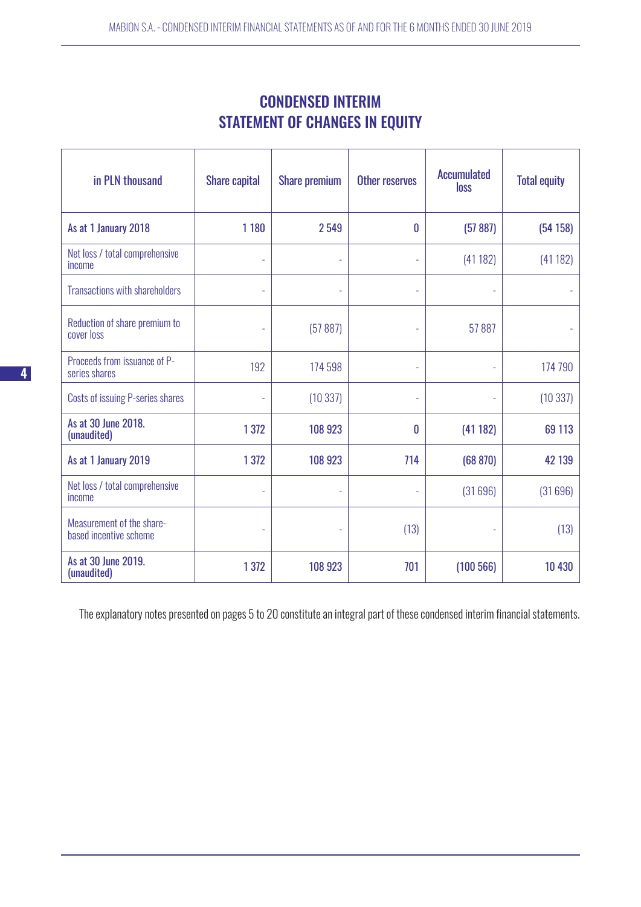# CONDENSED INTERIM STATEMENT OF CHANGES IN EQUITY

| in PLN thousand | Share capital | Share premium | Other reserves | Accumulated loss | Total equity |
|---|---|---|---|---|---|
| **As at 1 January 2018** | **1 180** | **2 549** | **0** | **(57 887)** | **(54 158)** |
| Net loss / total comprehensive income | - | - | - | (41 182) | (41 182) |
| Transactions with shareholders | - | - | - | - | - |
| Reduction of share premium to cover loss | - | (57 887) | - | 57 887 | - |
| Proceeds from issuance of P-series shares | 192 | 174 598 | - | - | 174 790 |
| Costs of issuing P-series shares | - | (10 337) | - | - | (10 337) |
| **As at 30 June 2018. (unaudited)** | **1 372** | **108 923** | **0** | **(41 182)** | **69 113** |
| **As at 1 January 2019** | **1 372** | **108 923** | **714** | **(68 870)** | **42 139** |
| Net loss / total comprehensive income | - | - | - | (31 696) | (31 696) |
| Measurement of the share-based incentive scheme | - | - | (13) | - | (13) |
| **As at 30 June 2019. (unaudited)** | **1 372** | **108 923** | **701** | **(100 566)** | **10 430** |

The explanatory notes presented on pages 5 to 20 constitute an integral part of these condensed interim financial statements.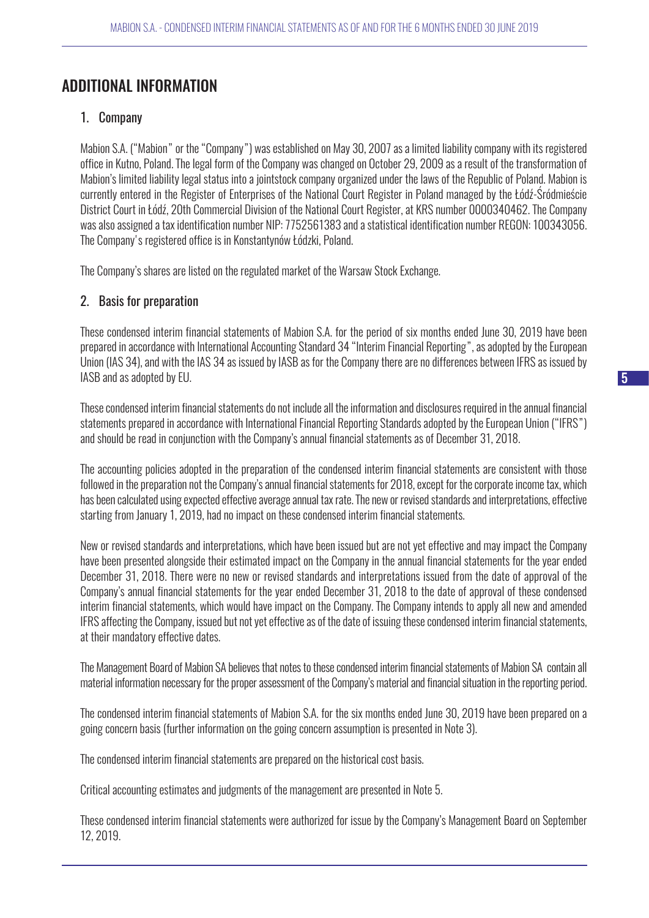# ADDITIONAL INFORMATION

## 1. Company

Mabion S.A. ("Mabion" or the "Company") was established on May 30, 2007 as a limited liability company with its registered office in Kutno, Poland. The legal form of the Company was changed on October 29, 2009 as a result of the transformation of Mabion's limited liability legal status into a jointstock company organized under the laws of the Republic of Poland. Mabion is currently entered in the Register of Enterprises of the National Court Register in Poland managed by the Łódź-Śródmieście District Court in Łódź, 20th Commercial Division of the National Court Register, at KRS number 0000340462. The Company was also assigned a tax identification number NIP: 7752561383 and a statistical identification number REGON: 100343056. The Company's registered office is in Konstantynów Łódzki, Poland.

The Company's shares are listed on the regulated market of the Warsaw Stock Exchange.

## 2. Basis for preparation

These condensed interim financial statements of Mabion S.A. for the period of six months ended June 30, 2019 have been prepared in accordance with International Accounting Standard 34 "Interim Financial Reporting", as adopted by the European Union (IAS 34), and with the IAS 34 as issued by IASB as for the Company there are no differences between IFRS as issued by IASB and as adopted by EU.

These condensed interim financial statements do not include all the information and disclosures required in the annual financial statements prepared in accordance with International Financial Reporting Standards adopted by the European Union ("IFRS") and should be read in conjunction with the Company's annual financial statements as of December 31, 2018.

The accounting policies adopted in the preparation of the condensed interim financial statements are consistent with those followed in the preparation not the Company's annual financial statements for 2018, except for the corporate income tax, which has been calculated using expected effective average annual tax rate. The new or revised standards and interpretations, effective starting from January 1, 2019, had no impact on these condensed interim financial statements.

New or revised standards and interpretations, which have been issued but are not yet effective and may impact the Company have been presented alongside their estimated impact on the Company in the annual financial statements for the year ended December 31, 2018. There were no new or revised standards and interpretations issued from the date of approval of the Company's annual financial statements for the year ended December 31, 2018 to the date of approval of these condensed interim financial statements, which would have impact on the Company. The Company intends to apply all new and amended IFRS affecting the Company, issued but not yet effective as of the date of issuing these condensed interim financial statements, at their mandatory effective dates.

The Management Board of Mabion SA believes that notes to these condensed interim financial statements of Mabion SA contain all material information necessary for the proper assessment of the Company's material and financial situation in the reporting period.

The condensed interim financial statements of Mabion S.A. for the six months ended June 30, 2019 have been prepared on a going concern basis (further information on the going concern assumption is presented in Note 3).

The condensed interim financial statements are prepared on the historical cost basis.

Critical accounting estimates and judgments of the management are presented in Note 5.

These condensed interim financial statements were authorized for issue by the Company's Management Board on September 12, 2019.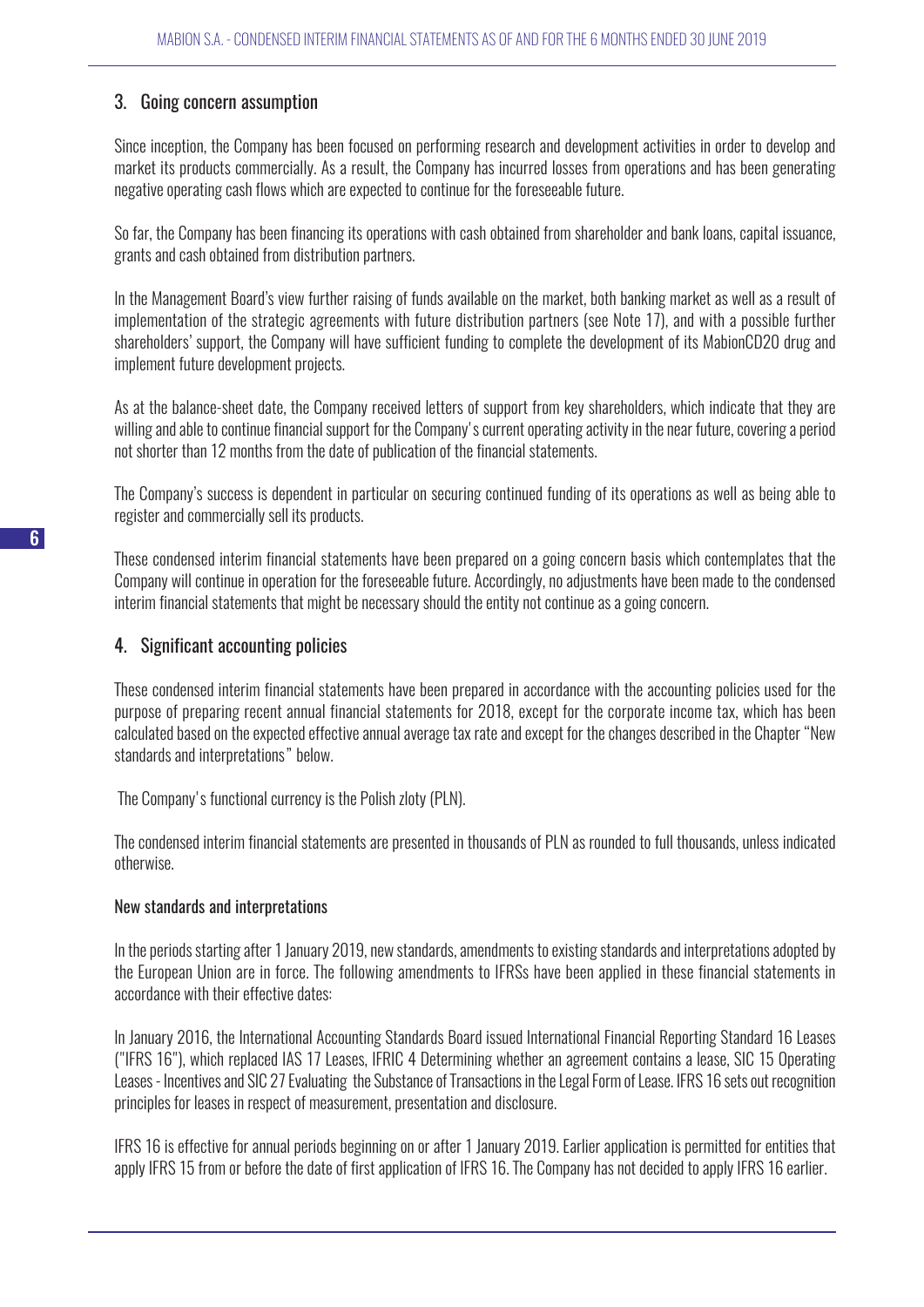## 3. Going concern assumption

Since inception, the Company has been focused on performing research and development activities in order to develop and market its products commercially. As a result, the Company has incurred losses from operations and has been generating negative operating cash flows which are expected to continue for the foreseeable future.

So far, the Company has been financing its operations with cash obtained from shareholder and bank loans, capital issuance, grants and cash obtained from distribution partners.

In the Management Board's view further raising of funds available on the market, both banking market as well as a result of implementation of the strategic agreements with future distribution partners (see Note 17), and with a possible further shareholders' support, the Company will have sufficient funding to complete the development of its MabionCD20 drug and implement future development projects.

As at the balance-sheet date, the Company received letters of support from key shareholders, which indicate that they are willing and able to continue financial support for the Company's current operating activity in the near future, covering a period not shorter than 12 months from the date of publication of the financial statements.

The Company's success is dependent in particular on securing continued funding of its operations as well as being able to register and commercially sell its products.

These condensed interim financial statements have been prepared on a going concern basis which contemplates that the Company will continue in operation for the foreseeable future. Accordingly, no adjustments have been made to the condensed interim financial statements that might be necessary should the entity not continue as a going concern.

## 4. Significant accounting policies

These condensed interim financial statements have been prepared in accordance with the accounting policies used for the purpose of preparing recent annual financial statements for 2018, except for the corporate income tax, which has been calculated based on the expected effective annual average tax rate and except for the changes described in the Chapter "New standards and interpretations" below.

The Company's functional currency is the Polish zloty (PLN).

The condensed interim financial statements are presented in thousands of PLN as rounded to full thousands, unless indicated otherwise.

### New standards and interpretations

In the periods starting after 1 January 2019, new standards, amendments to existing standards and interpretations adopted by the European Union are in force. The following amendments to IFRSs have been applied in these financial statements in accordance with their effective dates:

In January 2016, the International Accounting Standards Board issued International Financial Reporting Standard 16 Leases ("IFRS 16"), which replaced IAS 17 Leases, IFRIC 4 Determining whether an agreement contains a lease, SIC 15 Operating Leases - Incentives and SIC 27 Evaluating the Substance of Transactions in the Legal Form of Lease. IFRS 16 sets out recognition principles for leases in respect of measurement, presentation and disclosure.

IFRS 16 is effective for annual periods beginning on or after 1 January 2019. Earlier application is permitted for entities that apply IFRS 15 from or before the date of first application of IFRS 16. The Company has not decided to apply IFRS 16 earlier.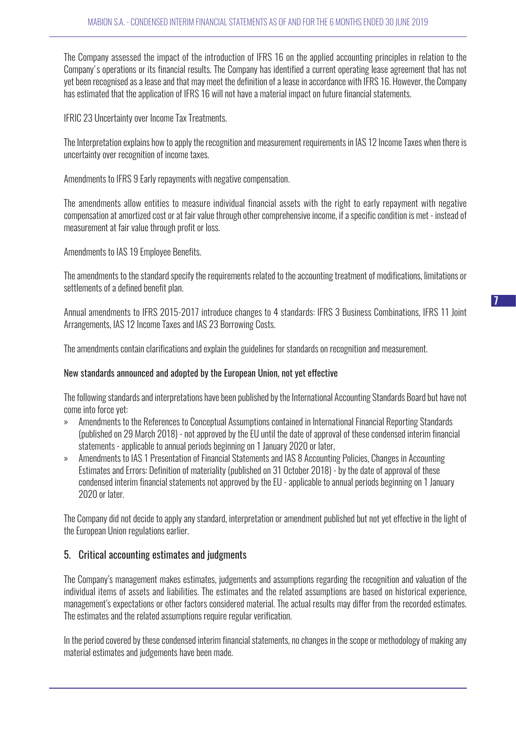The Company assessed the impact of the introduction of IFRS 16 on the applied accounting principles in relation to the Company's operations or its financial results. The Company has identified a current operating lease agreement that has not yet been recognised as a lease and that may meet the definition of a lease in accordance with IFRS 16. However, the Company has estimated that the application of IFRS 16 will not have a material impact on future financial statements.

IFRIC 23 Uncertainty over Income Tax Treatments.

The Interpretation explains how to apply the recognition and measurement requirements in IAS 12 Income Taxes when there is uncertainty over recognition of income taxes.

Amendments to IFRS 9 Early repayments with negative compensation.

The amendments allow entities to measure individual financial assets with the right to early repayment with negative compensation at amortized cost or at fair value through other comprehensive income, if a specific condition is met - instead of measurement at fair value through profit or loss.

Amendments to IAS 19 Employee Benefits.

The amendments to the standard specify the requirements related to the accounting treatment of modifications, limitations or settlements of a defined benefit plan.

Annual amendments to IFRS 2015-2017 introduce changes to 4 standards: IFRS 3 Business Combinations, IFRS 11 Joint Arrangements, IAS 12 Income Taxes and IAS 23 Borrowing Costs.

The amendments contain clarifications and explain the guidelines for standards on recognition and measurement.

#### New standards announced and adopted by the European Union, not yet effective

The following standards and interpretations have been published by the International Accounting Standards Board but have not come into force yet:

- Amendments to the References to Conceptual Assumptions contained in International Financial Reporting Standards (published on 29 March 2018) - not approved by the EU until the date of approval of these condensed interim financial statements - applicable to annual periods beginning on 1 January 2020 or later,
- Amendments to IAS 1 Presentation of Financial Statements and IAS 8 Accounting Policies, Changes in Accounting Estimates and Errors: Definition of materiality (published on 31 October 2018) - by the date of approval of these condensed interim financial statements not approved by the EU - applicable to annual periods beginning on 1 January 2020 or later.

The Company did not decide to apply any standard, interpretation or amendment published but not yet effective in the light of the European Union regulations earlier.

## 5. Critical accounting estimates and judgments

The Company's management makes estimates, judgements and assumptions regarding the recognition and valuation of the individual items of assets and liabilities. The estimates and the related assumptions are based on historical experience, management's expectations or other factors considered material. The actual results may differ from the recorded estimates. The estimates and the related assumptions require regular verification.

In the period covered by these condensed interim financial statements, no changes in the scope or methodology of making any material estimates and judgements have been made.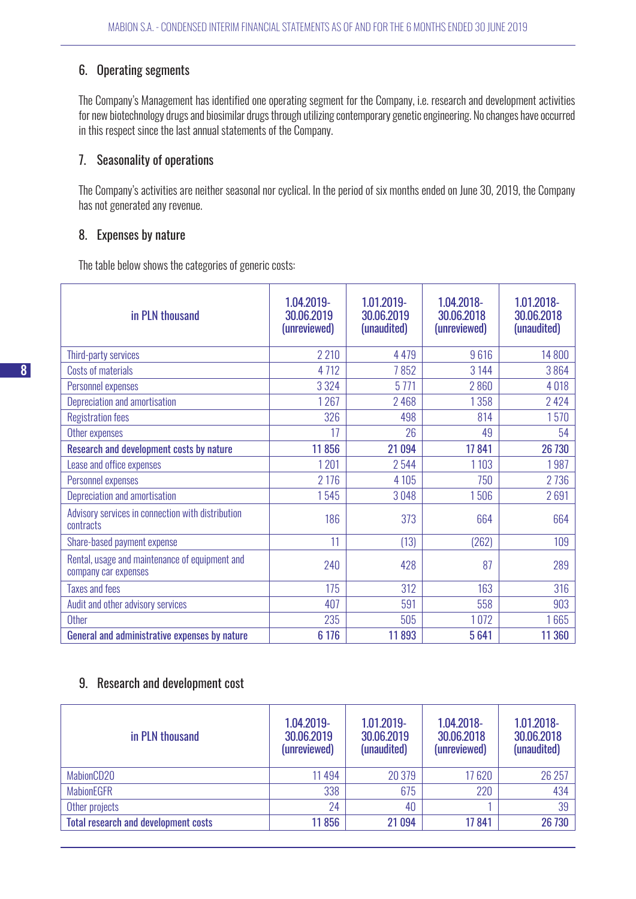## 6. Operating segments

The Company's Management has identified one operating segment for the Company, i.e. research and development activities for new biotechnology drugs and biosimilar drugs through utilizing contemporary genetic engineering. No changes have occurred in this respect since the last annual statements of the Company.

## 7. Seasonality of operations

The Company's activities are neither seasonal nor cyclical. In the period of six months ended on June 30, 2019, the Company has not generated any revenue.

## 8. Expenses by nature

The table below shows the categories of generic costs:

| in PLN thousand | 1.04.2019-30.06.2019 (unreviewed) | 1.01.2019-30.06.2019 (unaudited) | 1.04.2018-30.06.2018 (unreviewed) | 1.01.2018-30.06.2018 (unaudited) |
|---|---|---|---|---|
| Third-party services | 2 210 | 4 479 | 9 616 | 14 800 |
| Costs of materials | 4 712 | 7 852 | 3 144 | 3 864 |
| Personnel expenses | 3 324 | 5 771 | 2 860 | 4 018 |
| Depreciation and amortisation | 1 267 | 2 468 | 1 358 | 2 424 |
| Registration fees | 326 | 498 | 814 | 1 570 |
| Other expenses | 17 | 26 | 49 | 54 |
| **Research and development costs by nature** | **11 856** | **21 094** | **17 841** | **26 730** |
| Lease and office expenses | 1 201 | 2 544 | 1 103 | 1 987 |
| Personnel expenses | 2 176 | 4 105 | 750 | 2 736 |
| Depreciation and amortisation | 1 545 | 3 048 | 1 506 | 2 691 |
| Advisory services in connection with distribution contracts | 186 | 373 | 664 | 664 |
| Share-based payment expense | 11 | (13) | (262) | 109 |
| Rental, usage and maintenance of equipment and company car expenses | 240 | 428 | 87 | 289 |
| Taxes and fees | 175 | 312 | 163 | 316 |
| Audit and other advisory services | 407 | 591 | 558 | 903 |
| Other | 235 | 505 | 1 072 | 1 665 |
| **General and administrative expenses by nature** | **6 176** | **11 893** | **5 641** | **11 360** |

## 9. Research and development cost

| in PLN thousand | 1.04.2019-30.06.2019 (unreviewed) | 1.01.2019-30.06.2019 (unaudited) | 1.04.2018-30.06.2018 (unreviewed) | 1.01.2018-30.06.2018 (unaudited) |
|---|---|---|---|---|
| MabionCD20 | 11 494 | 20 379 | 17 620 | 26 257 |
| MabionEGFR | 338 | 675 | 220 | 434 |
| Other projects | 24 | 40 | 1 | 39 |
| **Total research and development costs** | **11 856** | **21 094** | **17 841** | **26 730** |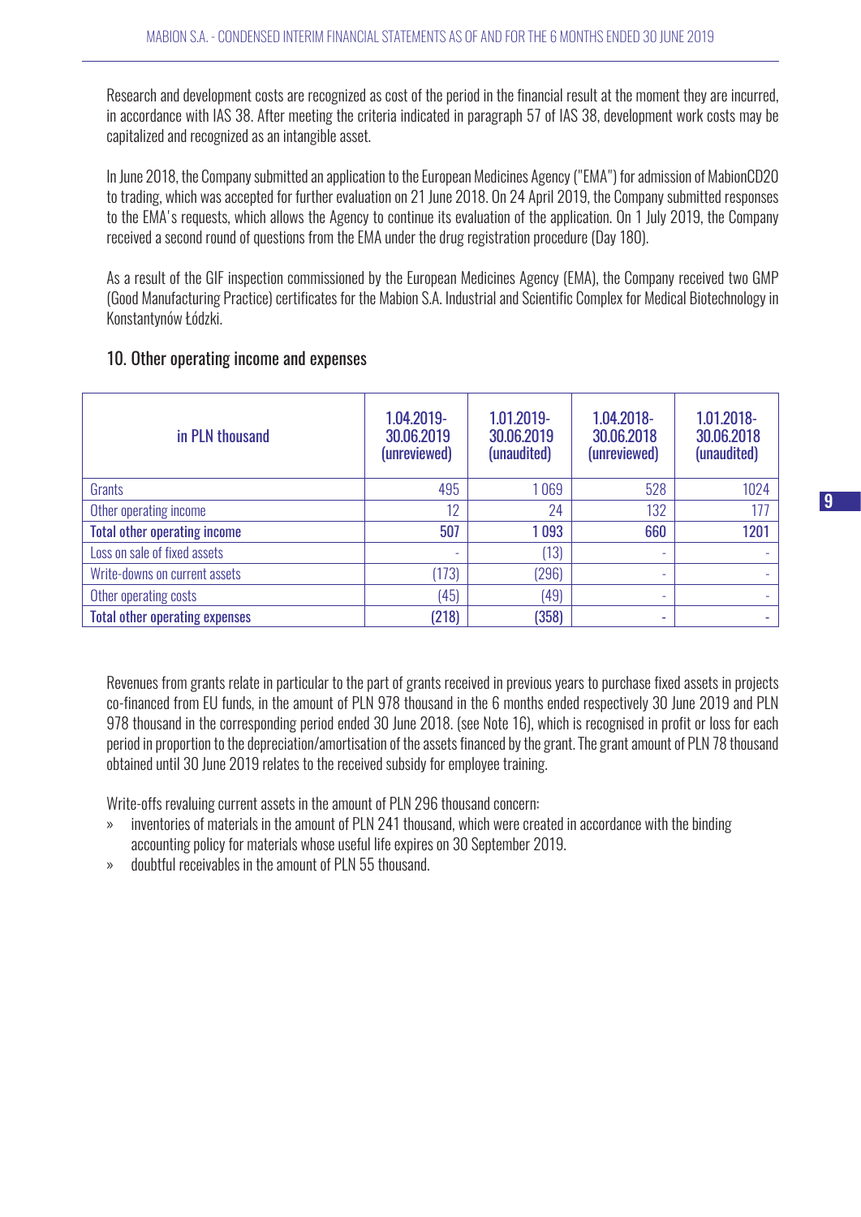Research and development costs are recognized as cost of the period in the financial result at the moment they are incurred, in accordance with IAS 38. After meeting the criteria indicated in paragraph 57 of IAS 38, development work costs may be capitalized and recognized as an intangible asset.

In June 2018, the Company submitted an application to the European Medicines Agency ("EMA") for admission of MabionCD20 to trading, which was accepted for further evaluation on 21 June 2018. On 24 April 2019, the Company submitted responses to the EMA's requests, which allows the Agency to continue its evaluation of the application. On 1 July 2019, the Company received a second round of questions from the EMA under the drug registration procedure (Day 180).

As a result of the GIF inspection commissioned by the European Medicines Agency (EMA), the Company received two GMP (Good Manufacturing Practice) certificates for the Mabion S.A. Industrial and Scientific Complex for Medical Biotechnology in Konstantynów Łódzki.

## 10. Other operating income and expenses

| in PLN thousand | 1.04.2019-30.06.2019 (unreviewed) | 1.01.2019-30.06.2019 (unaudited) | 1.04.2018-30.06.2018 (unreviewed) | 1.01.2018-30.06.2018 (unaudited) |
|---|---|---|---|---|
| Grants | 495 | 1 069 | 528 | 1024 |
| Other operating income | 12 | 24 | 132 | 177 |
| **Total other operating income** | **507** | **1 093** | **660** | **1201** |
| Loss on sale of fixed assets | - | (13) | - | - |
| Write-downs on current assets | (173) | (296) | - | - |
| Other operating costs | (45) | (49) | - | - |
| **Total other operating expenses** | **(218)** | **(358)** | **-** | **-** |

Revenues from grants relate in particular to the part of grants received in previous years to purchase fixed assets in projects co-financed from EU funds, in the amount of PLN 978 thousand in the 6 months ended respectively 30 June 2019 and PLN 978 thousand in the corresponding period ended 30 June 2018. (see Note 16), which is recognised in profit or loss for each period in proportion to the depreciation/amortisation of the assets financed by the grant. The grant amount of PLN 78 thousand obtained until 30 June 2019 relates to the received subsidy for employee training.

Write-offs revaluing current assets in the amount of PLN 296 thousand concern:

- inventories of materials in the amount of PLN 241 thousand, which were created in accordance with the binding accounting policy for materials whose useful life expires on 30 September 2019.
- doubtful receivables in the amount of PLN 55 thousand.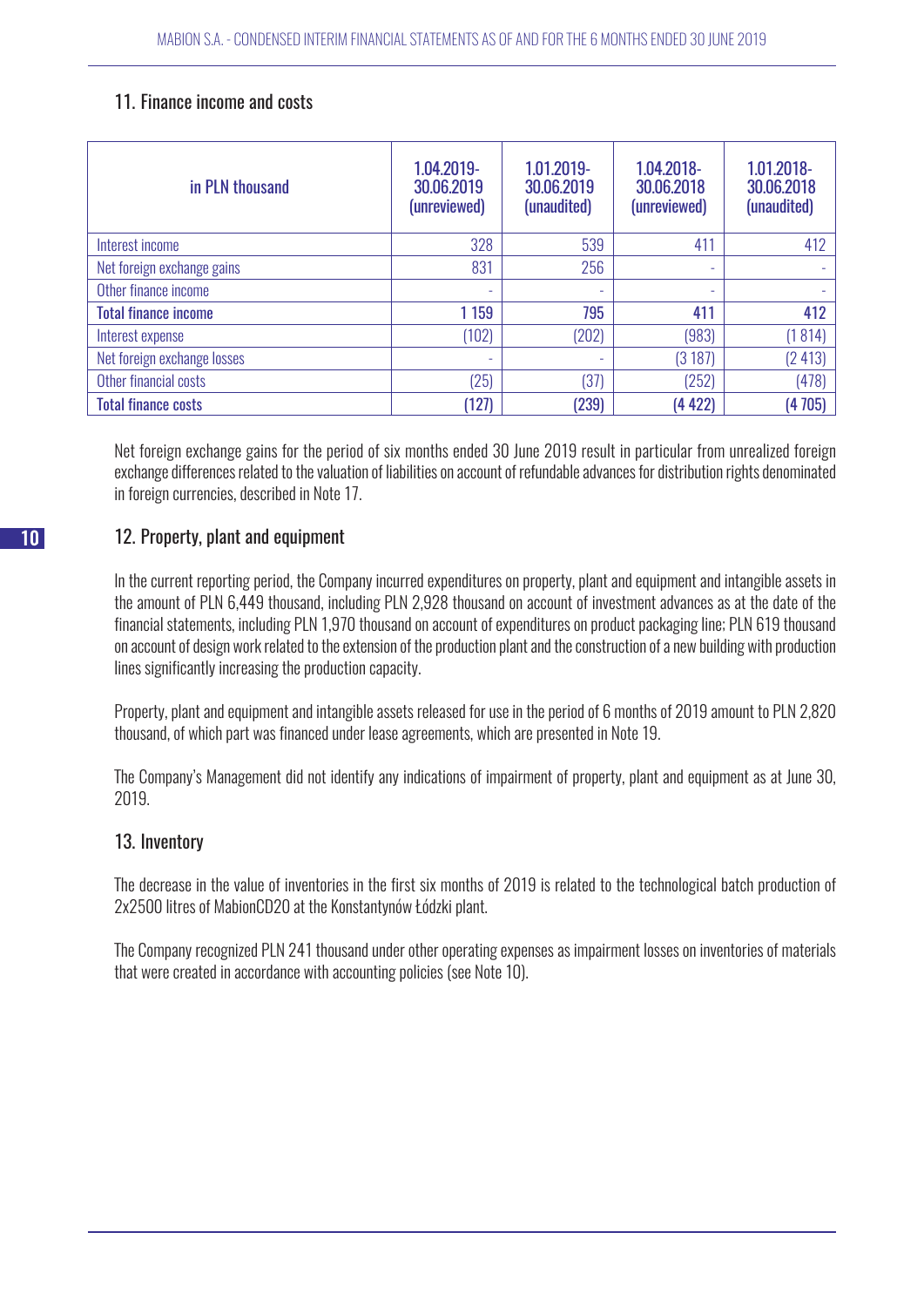## 11. Finance income and costs

| in PLN thousand | 1.04.2019-30.06.2019 (unreviewed) | 1.01.2019-30.06.2019 (unaudited) | 1.04.2018-30.06.2018 (unreviewed) | 1.01.2018-30.06.2018 (unaudited) |
|---|---|---|---|---|
| Interest income | 328 | 539 | 411 | 412 |
| Net foreign exchange gains | 831 | 256 | - | - |
| Other finance income | - | - | - | - |
| **Total finance income** | **1 159** | **795** | **411** | **412** |
| Interest expense | (102) | (202) | (983) | (1 814) |
| Net foreign exchange losses | - | - | (3 187) | (2 413) |
| Other financial costs | (25) | (37) | (252) | (478) |
| **Total finance costs** | **(127)** | **(239)** | **(4 422)** | **(4 705)** |

Net foreign exchange gains for the period of six months ended 30 June 2019 result in particular from unrealized foreign exchange differences related to the valuation of liabilities on account of refundable advances for distribution rights denominated in foreign currencies, described in Note 17.

## 12. Property, plant and equipment

In the current reporting period, the Company incurred expenditures on property, plant and equipment and intangible assets in the amount of PLN 6,449 thousand, including PLN 2,928 thousand on account of investment advances as at the date of the financial statements, including PLN 1,970 thousand on account of expenditures on product packaging line; PLN 619 thousand on account of design work related to the extension of the production plant and the construction of a new building with production lines significantly increasing the production capacity.

Property, plant and equipment and intangible assets released for use in the period of 6 months of 2019 amount to PLN 2,820 thousand, of which part was financed under lease agreements, which are presented in Note 19.

The Company's Management did not identify any indications of impairment of property, plant and equipment as at June 30, 2019.

## 13. Inventory

The decrease in the value of inventories in the first six months of 2019 is related to the technological batch production of 2x2500 litres of MabionCD20 at the Konstantynów Łódzki plant.

The Company recognized PLN 241 thousand under other operating expenses as impairment losses on inventories of materials that were created in accordance with accounting policies (see Note 10).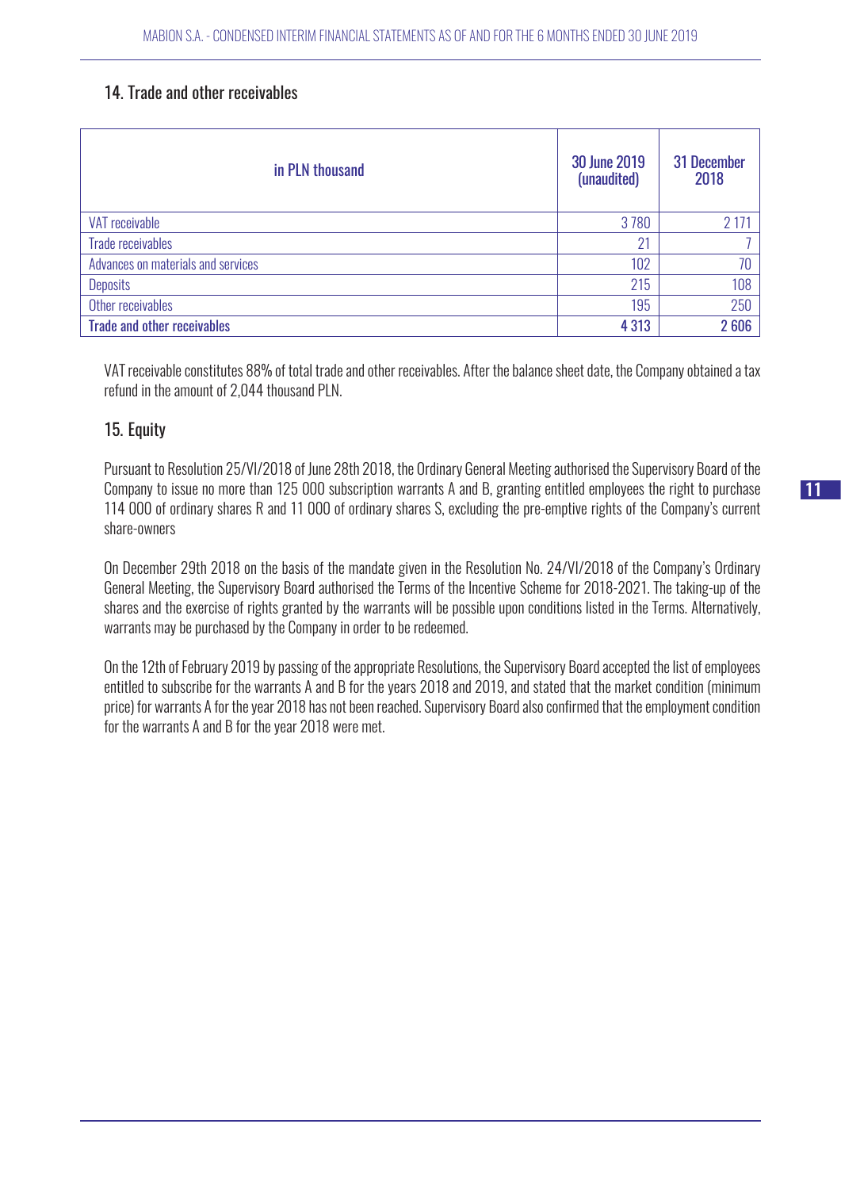## 14. Trade and other receivables

| in PLN thousand | 30 June 2019 (unaudited) | 31 December 2018 |
|---|---|---|
| VAT receivable | 3 780 | 2 171 |
| Trade receivables | 21 | 7 |
| Advances on materials and services | 102 | 70 |
| Deposits | 215 | 108 |
| Other receivables | 195 | 250 |
| Trade and other receivables | 4 313 | 2 606 |

VAT receivable constitutes 88% of total trade and other receivables. After the balance sheet date, the Company obtained a tax refund in the amount of 2,044 thousand PLN.

## 15. Equity

Pursuant to Resolution 25/VI/2018 of June 28th 2018, the Ordinary General Meeting authorised the Supervisory Board of the Company to issue no more than 125 000 subscription warrants A and B, granting entitled employees the right to purchase 114 000 of ordinary shares R and 11 000 of ordinary shares S, excluding the pre-emptive rights of the Company's current share-owners

On December 29th 2018 on the basis of the mandate given in the Resolution No. 24/VI/2018 of the Company's Ordinary General Meeting, the Supervisory Board authorised the Terms of the Incentive Scheme for 2018-2021. The taking-up of the shares and the exercise of rights granted by the warrants will be possible upon conditions listed in the Terms. Alternatively, warrants may be purchased by the Company in order to be redeemed.

On the 12th of February 2019 by passing of the appropriate Resolutions, the Supervisory Board accepted the list of employees entitled to subscribe for the warrants A and B for the years 2018 and 2019, and stated that the market condition (minimum price) for warrants A for the year 2018 has not been reached. Supervisory Board also confirmed that the employment condition for the warrants A and B for the year 2018 were met.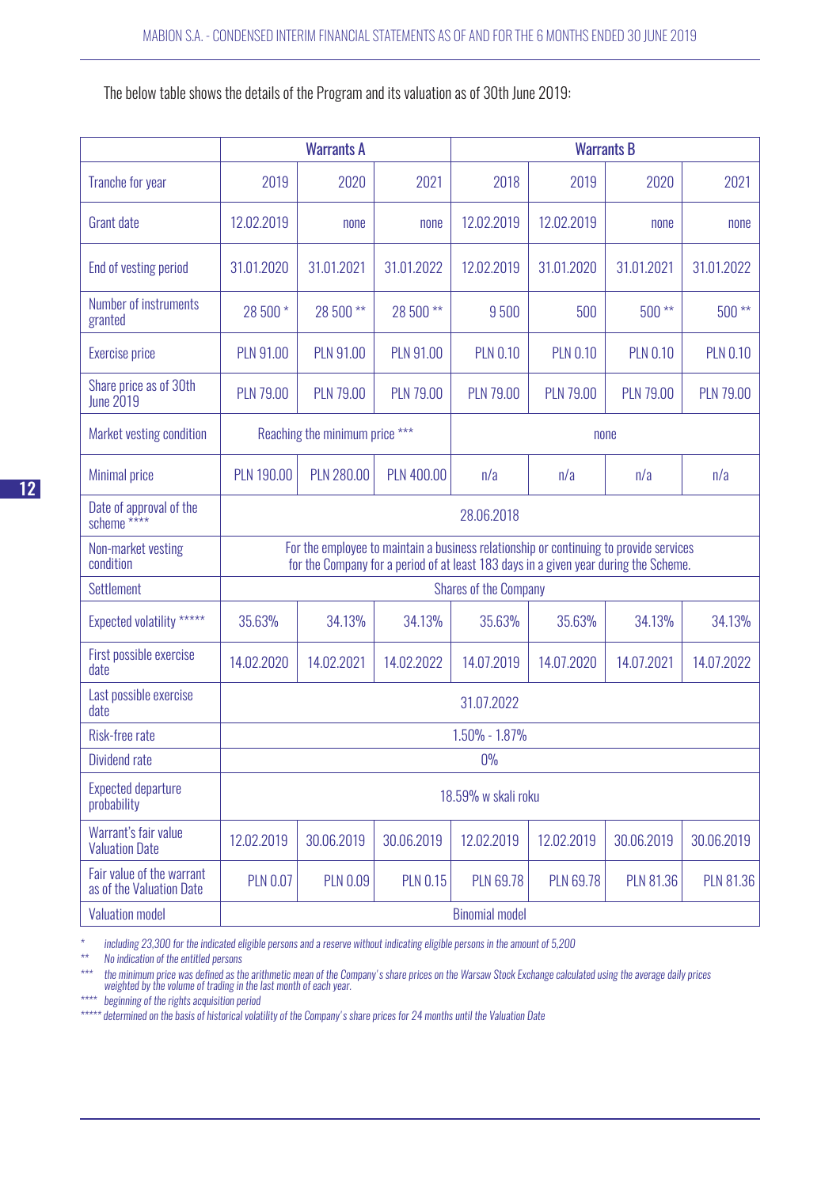The below table shows the details of the Program and its valuation as of 30th June 2019:

| | Warrants A | | | Warrants B | | | |
|---|---|---|---|---|---|---|---|
| Tranche for year | 2019 | 2020 | 2021 | 2018 | 2019 | 2020 | 2021 |
| Grant date | 12.02.2019 | none | none | 12.02.2019 | 12.02.2019 | none | none |
| End of vesting period | 31.01.2020 | 31.01.2021 | 31.01.2022 | 12.02.2019 | 31.01.2020 | 31.01.2021 | 31.01.2022 |
| Number of instruments granted | 28 500 * | 28 500 ** | 28 500 ** | 9 500 | 500 | 500 ** | 500 ** |
| Exercise price | PLN 91.00 | PLN 91.00 | PLN 91.00 | PLN 0.10 | PLN 0.10 | PLN 0.10 | PLN 0.10 |
| Share price as of 30th June 2019 | PLN 79.00 | PLN 79.00 | PLN 79.00 | PLN 79.00 | PLN 79.00 | PLN 79.00 | PLN 79.00 |
| Market vesting condition | Reaching the minimum price *** | | | none | | | |
| Minimal price | PLN 190.00 | PLN 280.00 | PLN 400.00 | n/a | n/a | n/a | n/a |
| Date of approval of the scheme **** | 28.06.2018 | | | | | | |
| Non-market vesting condition | For the employee to maintain a business relationship or continuing to provide services for the Company for a period of at least 183 days in a given year during the Scheme. | | | | | | |
| Settlement | Shares of the Company | | | | | | |
| Expected volatility ***** | 35.63% | 34.13% | 34.13% | 35.63% | 35.63% | 34.13% | 34.13% |
| First possible exercise date | 14.02.2020 | 14.02.2021 | 14.02.2022 | 14.07.2019 | 14.07.2020 | 14.07.2021 | 14.07.2022 |
| Last possible exercise date | 31.07.2022 | | | | | | |
| Risk-free rate | 1.50% - 1.87% | | | | | | |
| Dividend rate | 0% | | | | | | |
| Expected departure probability | 18.59% w skali roku | | | | | | |
| Warrant's fair value Valuation Date | 12.02.2019 | 30.06.2019 | 30.06.2019 | 12.02.2019 | 12.02.2019 | 30.06.2019 | 30.06.2019 |
| Fair value of the warrant as of the Valuation Date | PLN 0.07 | PLN 0.09 | PLN 0.15 | PLN 69.78 | PLN 69.78 | PLN 81.36 | PLN 81.36 |
| Valuation model | Binomial model | | | | | | |

\* *including 23,300 for the indicated eligible persons and a reserve without indicating eligible persons in the amount of 5,200*

\** *No indication of the entitled persons*

\*** *the minimum price was defined as the arithmetic mean of the Company's share prices on the Warsaw Stock Exchange calculated using the average daily prices weighted by the volume of trading in the last month of each year.*

\**** *beginning of the rights acquisition period*

\***** *determined on the basis of historical volatility of the Company's share prices for 24 months until the Valuation Date*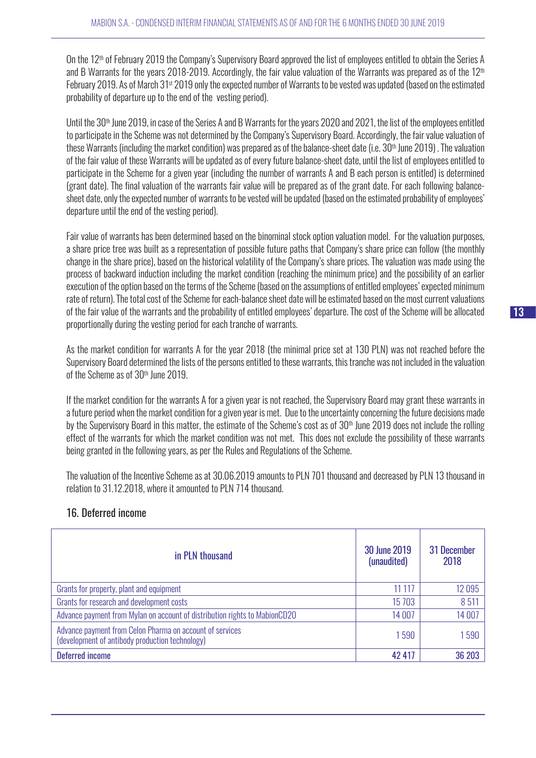On the 12th of February 2019 the Company's Supervisory Board approved the list of employees entitled to obtain the Series A and B Warrants for the years 2018-2019. Accordingly, the fair value valuation of the Warrants was prepared as of the 12th February 2019. As of March 31st 2019 only the expected number of Warrants to be vested was updated (based on the estimated probability of departure up to the end of the vesting period).

Until the 30th June 2019, in case of the Series A and B Warrants for the years 2020 and 2021, the list of the employees entitled to participate in the Scheme was not determined by the Company's Supervisory Board. Accordingly, the fair value valuation of these Warrants (including the market condition) was prepared as of the balance-sheet date (i.e. 30th June 2019) . The valuation of the fair value of these Warrants will be updated as of every future balance-sheet date, until the list of employees entitled to participate in the Scheme for a given year (including the number of warrants A and B each person is entitled) is determined (grant date). The final valuation of the warrants fair value will be prepared as of the grant date. For each following balance-sheet date, only the expected number of warrants to be vested will be updated (based on the estimated probability of employees' departure until the end of the vesting period).

Fair value of warrants has been determined based on the binominal stock option valuation model. For the valuation purposes, a share price tree was built as a representation of possible future paths that Company's share price can follow (the monthly change in the share price), based on the historical volatility of the Company's share prices. The valuation was made using the process of backward induction including the market condition (reaching the minimum price) and the possibility of an earlier execution of the option based on the terms of the Scheme (based on the assumptions of entitled employees' expected minimum rate of return). The total cost of the Scheme for each-balance sheet date will be estimated based on the most current valuations of the fair value of the warrants and the probability of entitled employees' departure. The cost of the Scheme will be allocated proportionally during the vesting period for each tranche of warrants.

As the market condition for warrants A for the year 2018 (the minimal price set at 130 PLN) was not reached before the Supervisory Board determined the lists of the persons entitled to these warrants, this tranche was not included in the valuation of the Scheme as of 30th June 2019.

If the market condition for the warrants A for a given year is not reached, the Supervisory Board may grant these warrants in a future period when the market condition for a given year is met. Due to the uncertainty concerning the future decisions made by the Supervisory Board in this matter, the estimate of the Scheme's cost as of 30th June 2019 does not include the rolling effect of the warrants for which the market condition was not met. This does not exclude the possibility of these warrants being granted in the following years, as per the Rules and Regulations of the Scheme.

The valuation of the Incentive Scheme as at 30.06.2019 amounts to PLN 701 thousand and decreased by PLN 13 thousand in relation to 31.12.2018, where it amounted to PLN 714 thousand.

## 16. Deferred income

| in PLN thousand | 30 June 2019 (unaudited) | 31 December 2018 |
|---|---|---|
| Grants for property, plant and equipment | 11 117 | 12 095 |
| Grants for research and development costs | 15 703 | 8 511 |
| Advance payment from Mylan on account of distribution rights to MabionCD20 | 14 007 | 14 007 |
| Advance payment from Celon Pharma on account of services (development of antibody production technology) | 1 590 | 1 590 |
| **Deferred income** | **42 417** | **36 203** |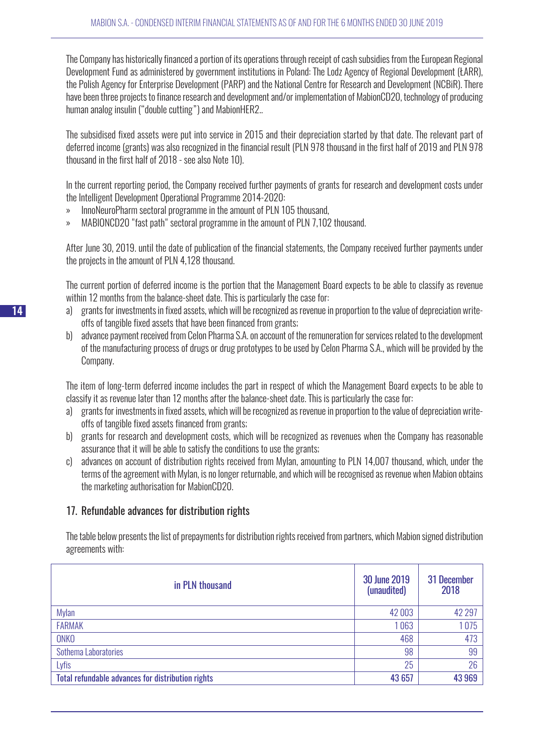The Company has historically financed a portion of its operations through receipt of cash subsidies from the European Regional Development Fund as administered by government institutions in Poland: The Lodz Agency of Regional Development (ŁARR), the Polish Agency for Enterprise Development (PARP) and the National Centre for Research and Development (NCBiR). There have been three projects to finance research and development and/or implementation of MabionCD20, technology of producing human analog insulin ("double cutting") and MabionHER2..

The subsidised fixed assets were put into service in 2015 and their depreciation started by that date. The relevant part of deferred income (grants) was also recognized in the financial result (PLN 978 thousand in the first half of 2019 and PLN 978 thousand in the first half of 2018 - see also Note 10).

In the current reporting period, the Company received further payments of grants for research and development costs under the Intelligent Development Operational Programme 2014-2020:

- InnoNeuroPharm sectoral programme in the amount of PLN 105 thousand,
- MABIONCD20 "fast path" sectoral programme in the amount of PLN 7,102 thousand.

After June 30, 2019. until the date of publication of the financial statements, the Company received further payments under the projects in the amount of PLN 4,128 thousand.

The current portion of deferred income is the portion that the Management Board expects to be able to classify as revenue within 12 months from the balance-sheet date. This is particularly the case for:

a) grants for investments in fixed assets, which will be recognized as revenue in proportion to the value of depreciation write-offs of tangible fixed assets that have been financed from grants;
b) advance payment received from Celon Pharma S.A. on account of the remuneration for services related to the development of the manufacturing process of drugs or drug prototypes to be used by Celon Pharma S.A., which will be provided by the Company.

The item of long-term deferred income includes the part in respect of which the Management Board expects to be able to classify it as revenue later than 12 months after the balance-sheet date. This is particularly the case for:

a) grants for investments in fixed assets, which will be recognized as revenue in proportion to the value of depreciation write-offs of tangible fixed assets financed from grants;
b) grants for research and development costs, which will be recognized as revenues when the Company has reasonable assurance that it will be able to satisfy the conditions to use the grants;
c) advances on account of distribution rights received from Mylan, amounting to PLN 14,007 thousand, which, under the terms of the agreement with Mylan, is no longer returnable, and which will be recognised as revenue when Mabion obtains the marketing authorisation for MabionCD20.

## 17. Refundable advances for distribution rights

The table below presents the list of prepayments for distribution rights received from partners, which Mabion signed distribution agreements with:

| in PLN thousand | 30 June 2019 (unaudited) | 31 December 2018 |
|---|---|---|
| Mylan | 42 003 | 42 297 |
| FARMAK | 1 063 | 1 075 |
| ONKO | 468 | 473 |
| Sothema Laboratories | 98 | 99 |
| Lyfis | 25 | 26 |
| **Total refundable advances for distribution rights** | **43 657** | **43 969** |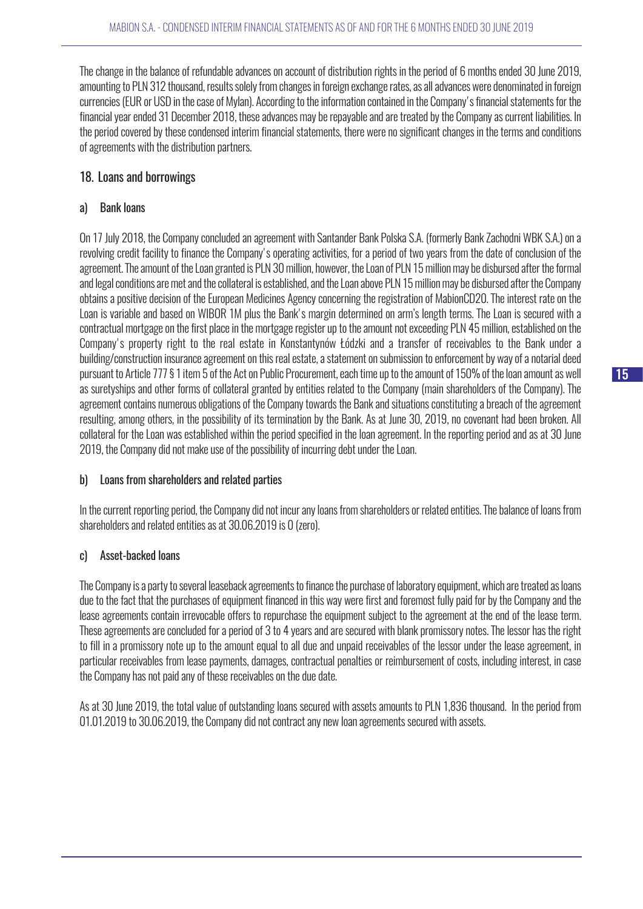The change in the balance of refundable advances on account of distribution rights in the period of 6 months ended 30 June 2019, amounting to PLN 312 thousand, results solely from changes in foreign exchange rates, as all advances were denominated in foreign currencies (EUR or USD in the case of Mylan). According to the information contained in the Company's financial statements for the financial year ended 31 December 2018, these advances may be repayable and are treated by the Company as current liabilities. In the period covered by these condensed interim financial statements, there were no significant changes in the terms and conditions of agreements with the distribution partners.

## 18. Loans and borrowings

### a) Bank loans

On 17 July 2018, the Company concluded an agreement with Santander Bank Polska S.A. (formerly Bank Zachodni WBK S.A.) on a revolving credit facility to finance the Company's operating activities, for a period of two years from the date of conclusion of the agreement. The amount of the Loan granted is PLN 30 million, however, the Loan of PLN 15 million may be disbursed after the formal and legal conditions are met and the collateral is established, and the Loan above PLN 15 million may be disbursed after the Company obtains a positive decision of the European Medicines Agency concerning the registration of MabionCD20. The interest rate on the Loan is variable and based on WIBOR 1M plus the Bank's margin determined on arm's length terms. The Loan is secured with a contractual mortgage on the first place in the mortgage register up to the amount not exceeding PLN 45 million, established on the Company's property right to the real estate in Konstantynów Łódzki and a transfer of receivables to the Bank under a building/construction insurance agreement on this real estate, a statement on submission to enforcement by way of a notarial deed pursuant to Article 777 § 1 item 5 of the Act on Public Procurement, each time up to the amount of 150% of the loan amount as well as suretyships and other forms of collateral granted by entities related to the Company (main shareholders of the Company). The agreement contains numerous obligations of the Company towards the Bank and situations constituting a breach of the agreement resulting, among others, in the possibility of its termination by the Bank. As at June 30, 2019, no covenant had been broken. All collateral for the Loan was established within the period specified in the loan agreement. In the reporting period and as at 30 June 2019, the Company did not make use of the possibility of incurring debt under the Loan.

### b) Loans from shareholders and related parties

In the current reporting period, the Company did not incur any loans from shareholders or related entities. The balance of loans from shareholders and related entities as at 30.06.2019 is 0 (zero).

### c) Asset-backed loans

The Company is a party to several leaseback agreements to finance the purchase of laboratory equipment, which are treated as loans due to the fact that the purchases of equipment financed in this way were first and foremost fully paid for by the Company and the lease agreements contain irrevocable offers to repurchase the equipment subject to the agreement at the end of the lease term. These agreements are concluded for a period of 3 to 4 years and are secured with blank promissory notes. The lessor has the right to fill in a promissory note up to the amount equal to all due and unpaid receivables of the lessor under the lease agreement, in particular receivables from lease payments, damages, contractual penalties or reimbursement of costs, including interest, in case the Company has not paid any of these receivables on the due date.

As at 30 June 2019, the total value of outstanding loans secured with assets amounts to PLN 1,836 thousand. In the period from 01.01.2019 to 30.06.2019, the Company did not contract any new loan agreements secured with assets.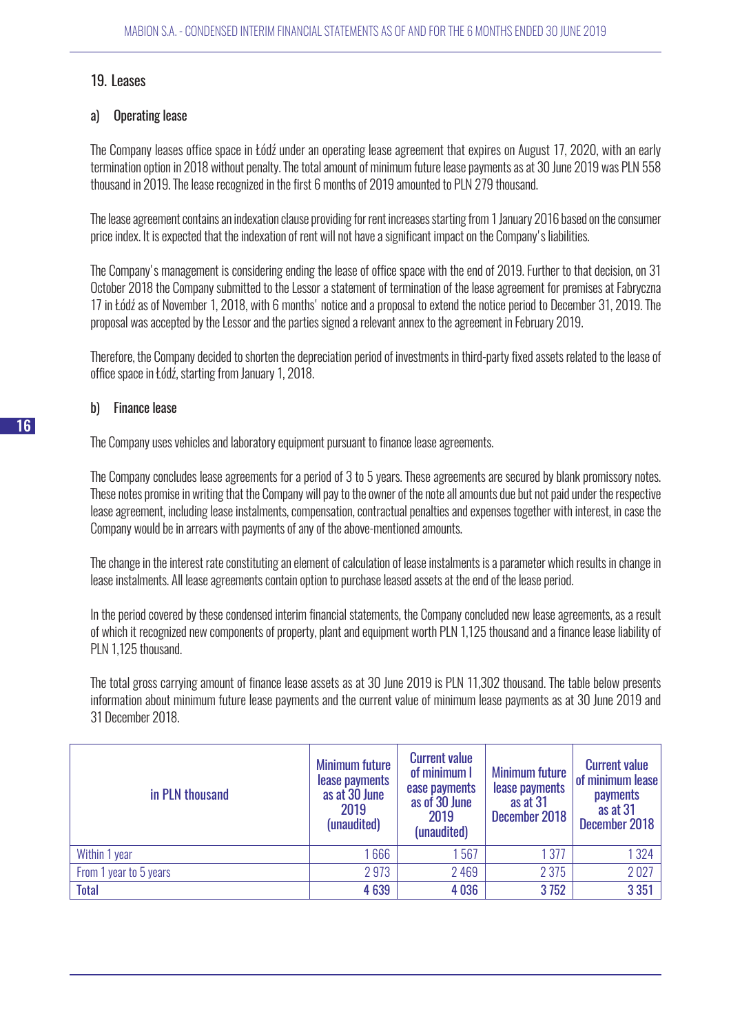## 19. Leases

### a) Operating lease

The Company leases office space in Łódź under an operating lease agreement that expires on August 17, 2020, with an early termination option in 2018 without penalty. The total amount of minimum future lease payments as at 30 June 2019 was PLN 558 thousand in 2019. The lease recognized in the first 6 months of 2019 amounted to PLN 279 thousand.

The lease agreement contains an indexation clause providing for rent increases starting from 1 January 2016 based on the consumer price index. It is expected that the indexation of rent will not have a significant impact on the Company's liabilities.

The Company's management is considering ending the lease of office space with the end of 2019. Further to that decision, on 31 October 2018 the Company submitted to the Lessor a statement of termination of the lease agreement for premises at Fabryczna 17 in Łódź as of November 1, 2018, with 6 months' notice and a proposal to extend the notice period to December 31, 2019. The proposal was accepted by the Lessor and the parties signed a relevant annex to the agreement in February 2019.

Therefore, the Company decided to shorten the depreciation period of investments in third-party fixed assets related to the lease of office space in Łódź, starting from January 1, 2018.

### b) Finance lease

The Company uses vehicles and laboratory equipment pursuant to finance lease agreements.

The Company concludes lease agreements for a period of 3 to 5 years. These agreements are secured by blank promissory notes. These notes promise in writing that the Company will pay to the owner of the note all amounts due but not paid under the respective lease agreement, including lease instalments, compensation, contractual penalties and expenses together with interest, in case the Company would be in arrears with payments of any of the above-mentioned amounts.

The change in the interest rate constituting an element of calculation of lease instalments is a parameter which results in change in lease instalments. All lease agreements contain option to purchase leased assets at the end of the lease period.

In the period covered by these condensed interim financial statements, the Company concluded new lease agreements, as a result of which it recognized new components of property, plant and equipment worth PLN 1,125 thousand and a finance lease liability of PLN 1,125 thousand.

The total gross carrying amount of finance lease assets as at 30 June 2019 is PLN 11,302 thousand. The table below presents information about minimum future lease payments and the current value of minimum lease payments as at 30 June 2019 and 31 December 2018.

| in PLN thousand | Minimum future lease payments as at 30 June 2019 (unaudited) | Current value of minimum l ease payments as of 30 June 2019 (unaudited) | Minimum future lease payments as at 31 December 2018 | Current value of minimum lease payments as at 31 December 2018 |
|---|---|---|---|---|
| Within 1 year | 1 666 | 1 567 | 1 377 | 1 324 |
| From 1 year to 5 years | 2 973 | 2 469 | 2 375 | 2 027 |
| **Total** | **4 639** | **4 036** | **3 752** | **3 351** |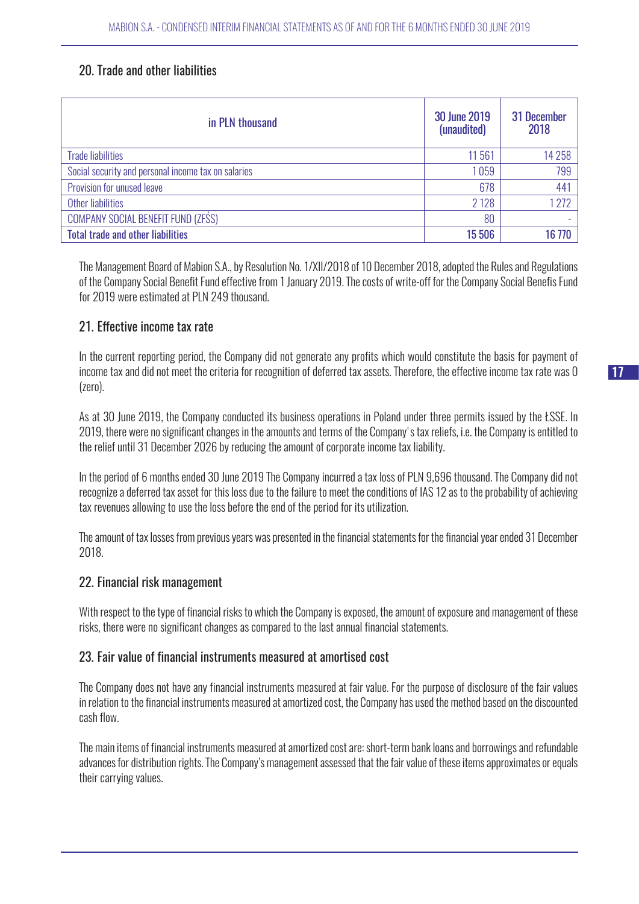## 20. Trade and other liabilities

| in PLN thousand | 30 June 2019 (unaudited) | 31 December 2018 |
|---|---|---|
| Trade liabilities | 11 561 | 14 258 |
| Social security and personal income tax on salaries | 1 059 | 799 |
| Provision for unused leave | 678 | 441 |
| Other liabilities | 2 128 | 1 272 |
| COMPANY SOCIAL BENEFIT FUND (ZFŚS) | 80 | - |
| **Total trade and other liabilities** | **15 506** | **16 770** |

The Management Board of Mabion S.A., by Resolution No. 1/XII/2018 of 10 December 2018, adopted the Rules and Regulations of the Company Social Benefit Fund effective from 1 January 2019. The costs of write-off for the Company Social Benefis Fund for 2019 were estimated at PLN 249 thousand.

## 21. Effective income tax rate

In the current reporting period, the Company did not generate any profits which would constitute the basis for payment of income tax and did not meet the criteria for recognition of deferred tax assets. Therefore, the effective income tax rate was 0 (zero).

As at 30 June 2019, the Company conducted its business operations in Poland under three permits issued by the ŁSSE. In 2019, there were no significant changes in the amounts and terms of the Company' s tax reliefs, i.e. the Company is entitled to the relief until 31 December 2026 by reducing the amount of corporate income tax liability.

In the period of 6 months ended 30 June 2019 The Company incurred a tax loss of PLN 9,696 thousand. The Company did not recognize a deferred tax asset for this loss due to the failure to meet the conditions of IAS 12 as to the probability of achieving tax revenues allowing to use the loss before the end of the period for its utilization.

The amount of tax losses from previous years was presented in the financial statements for the financial year ended 31 December 2018.

## 22. Financial risk management

With respect to the type of financial risks to which the Company is exposed, the amount of exposure and management of these risks, there were no significant changes as compared to the last annual financial statements.

## 23. Fair value of financial instruments measured at amortised cost

The Company does not have any financial instruments measured at fair value. For the purpose of disclosure of the fair values in relation to the financial instruments measured at amortized cost, the Company has used the method based on the discounted cash flow.

The main items of financial instruments measured at amortized cost are: short-term bank loans and borrowings and refundable advances for distribution rights. The Company's management assessed that the fair value of these items approximates or equals their carrying values.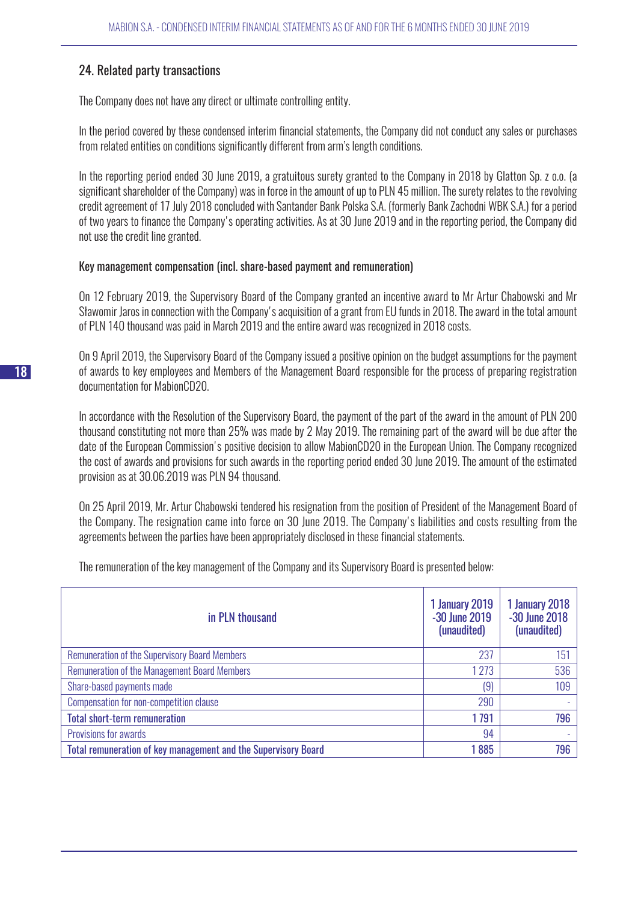## 24. Related party transactions

The Company does not have any direct or ultimate controlling entity.

In the period covered by these condensed interim financial statements, the Company did not conduct any sales or purchases from related entities on conditions significantly different from arm's length conditions.

In the reporting period ended 30 June 2019, a gratuitous surety granted to the Company in 2018 by Glatton Sp. z o.o. (a significant shareholder of the Company) was in force in the amount of up to PLN 45 million. The surety relates to the revolving credit agreement of 17 July 2018 concluded with Santander Bank Polska S.A. (formerly Bank Zachodni WBK S.A.) for a period of two years to finance the Company's operating activities. As at 30 June 2019 and in the reporting period, the Company did not use the credit line granted.

### Key management compensation (incl. share-based payment and remuneration)

On 12 February 2019, the Supervisory Board of the Company granted an incentive award to Mr Artur Chabowski and Mr Sławomir Jaros in connection with the Company's acquisition of a grant from EU funds in 2018. The award in the total amount of PLN 140 thousand was paid in March 2019 and the entire award was recognized in 2018 costs.

On 9 April 2019, the Supervisory Board of the Company issued a positive opinion on the budget assumptions for the payment of awards to key employees and Members of the Management Board responsible for the process of preparing registration documentation for MabionCD20.

In accordance with the Resolution of the Supervisory Board, the payment of the part of the award in the amount of PLN 200 thousand constituting not more than 25% was made by 2 May 2019. The remaining part of the award will be due after the date of the European Commission's positive decision to allow MabionCD20 in the European Union. The Company recognized the cost of awards and provisions for such awards in the reporting period ended 30 June 2019. The amount of the estimated provision as at 30.06.2019 was PLN 94 thousand.

On 25 April 2019, Mr. Artur Chabowski tendered his resignation from the position of President of the Management Board of the Company. The resignation came into force on 30 June 2019. The Company's liabilities and costs resulting from the agreements between the parties have been appropriately disclosed in these financial statements.

The remuneration of the key management of the Company and its Supervisory Board is presented below:

| in PLN thousand | 1 January 2019 -30 June 2019 (unaudited) | 1 January 2018 -30 June 2018 (unaudited) |
|---|---|---|
| Remuneration of the Supervisory Board Members | 237 | 151 |
| Remuneration of the Management Board Members | 1 273 | 536 |
| Share-based payments made | (9) | 109 |
| Compensation for non-competition clause | 290 | - |
| **Total short-term remuneration** | **1 791** | **796** |
| Provisions for awards | 94 | - |
| **Total remuneration of key management and the Supervisory Board** | **1 885** | **796** |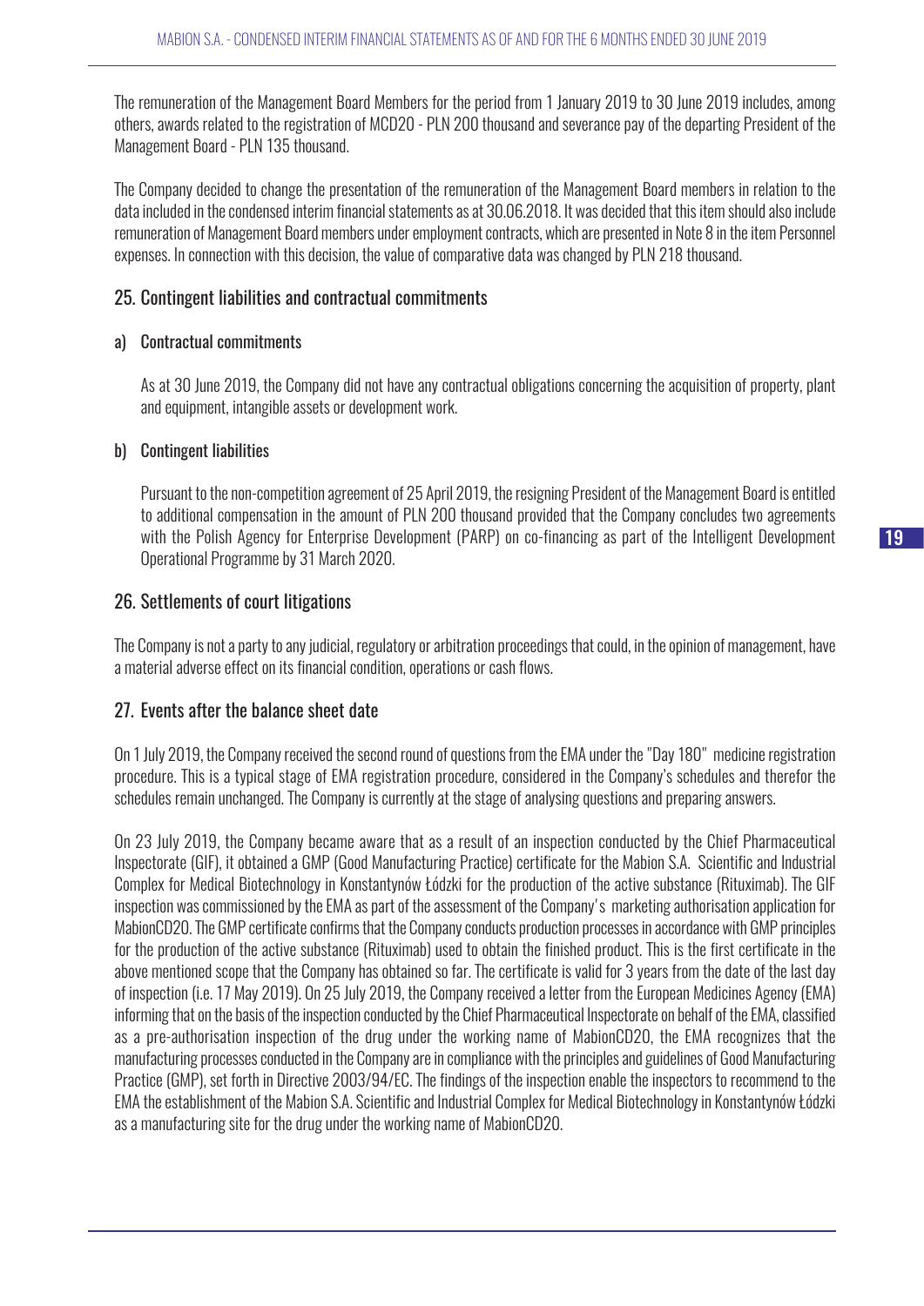The remuneration of the Management Board Members for the period from 1 January 2019 to 30 June 2019 includes, among others, awards related to the registration of MCD20 - PLN 200 thousand and severance pay of the departing President of the Management Board - PLN 135 thousand.

The Company decided to change the presentation of the remuneration of the Management Board members in relation to the data included in the condensed interim financial statements as at 30.06.2018. It was decided that this item should also include remuneration of Management Board members under employment contracts, which are presented in Note 8 in the item Personnel expenses. In connection with this decision, the value of comparative data was changed by PLN 218 thousand.

## 25. Contingent liabilities and contractual commitments

### a) Contractual commitments

As at 30 June 2019, the Company did not have any contractual obligations concerning the acquisition of property, plant and equipment, intangible assets or development work.

### b) Contingent liabilities

Pursuant to the non-competition agreement of 25 April 2019, the resigning President of the Management Board is entitled to additional compensation in the amount of PLN 200 thousand provided that the Company concludes two agreements with the Polish Agency for Enterprise Development (PARP) on co-financing as part of the Intelligent Development Operational Programme by 31 March 2020.

## 26. Settlements of court litigations

The Company is not a party to any judicial, regulatory or arbitration proceedings that could, in the opinion of management, have a material adverse effect on its financial condition, operations or cash flows.

## 27. Events after the balance sheet date

On 1 July 2019, the Company received the second round of questions from the EMA under the "Day 180" medicine registration procedure. This is a typical stage of EMA registration procedure, considered in the Company's schedules and therefor the schedules remain unchanged. The Company is currently at the stage of analysing questions and preparing answers.

On 23 July 2019, the Company became aware that as a result of an inspection conducted by the Chief Pharmaceutical Inspectorate (GIF), it obtained a GMP (Good Manufacturing Practice) certificate for the Mabion S.A. Scientific and Industrial Complex for Medical Biotechnology in Konstantynów Łódzki for the production of the active substance (Rituximab). The GIF inspection was commissioned by the EMA as part of the assessment of the Company's marketing authorisation application for MabionCD20. The GMP certificate confirms that the Company conducts production processes in accordance with GMP principles for the production of the active substance (Rituximab) used to obtain the finished product. This is the first certificate in the above mentioned scope that the Company has obtained so far. The certificate is valid for 3 years from the date of the last day of inspection (i.e. 17 May 2019). On 25 July 2019, the Company received a letter from the European Medicines Agency (EMA) informing that on the basis of the inspection conducted by the Chief Pharmaceutical Inspectorate on behalf of the EMA, classified as a pre-authorisation inspection of the drug under the working name of MabionCD20, the EMA recognizes that the manufacturing processes conducted in the Company are in compliance with the principles and guidelines of Good Manufacturing Practice (GMP), set forth in Directive 2003/94/EC. The findings of the inspection enable the inspectors to recommend to the EMA the establishment of the Mabion S.A. Scientific and Industrial Complex for Medical Biotechnology in Konstantynów Łódzki as a manufacturing site for the drug under the working name of MabionCD20.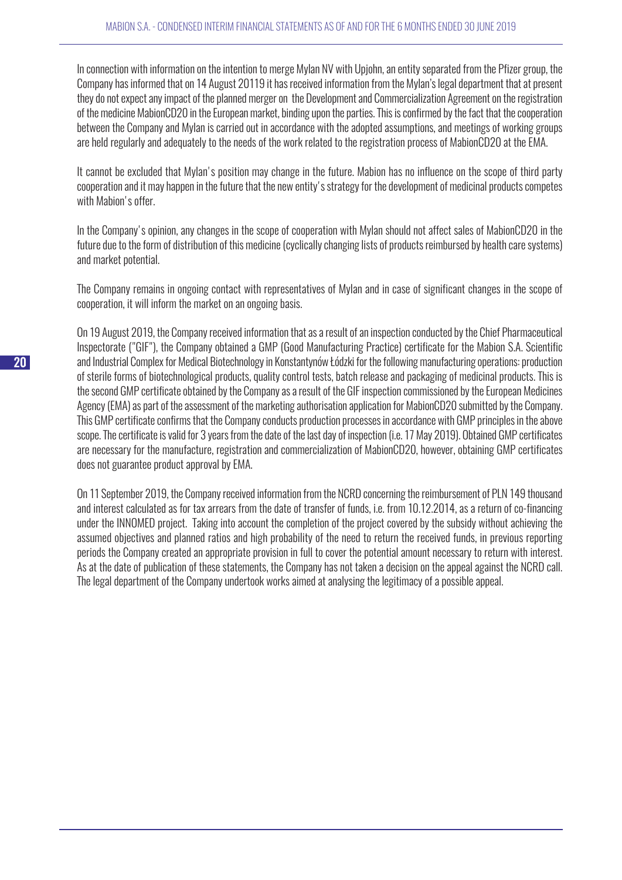In connection with information on the intention to merge Mylan NV with Upjohn, an entity separated from the Pfizer group, the Company has informed that on 14 August 20119 it has received information from the Mylan's legal department that at present they do not expect any impact of the planned merger on the Development and Commercialization Agreement on the registration of the medicine MabionCD20 in the European market, binding upon the parties. This is confirmed by the fact that the cooperation between the Company and Mylan is carried out in accordance with the adopted assumptions, and meetings of working groups are held regularly and adequately to the needs of the work related to the registration process of MabionCD20 at the EMA.

It cannot be excluded that Mylan's position may change in the future. Mabion has no influence on the scope of third party cooperation and it may happen in the future that the new entity's strategy for the development of medicinal products competes with Mabion's offer.

In the Company's opinion, any changes in the scope of cooperation with Mylan should not affect sales of MabionCD20 in the future due to the form of distribution of this medicine (cyclically changing lists of products reimbursed by health care systems) and market potential.

The Company remains in ongoing contact with representatives of Mylan and in case of significant changes in the scope of cooperation, it will inform the market on an ongoing basis.

On 19 August 2019, the Company received information that as a result of an inspection conducted by the Chief Pharmaceutical Inspectorate ("GIF"), the Company obtained a GMP (Good Manufacturing Practice) certificate for the Mabion S.A. Scientific and Industrial Complex for Medical Biotechnology in Konstantynów Łódzki for the following manufacturing operations: production of sterile forms of biotechnological products, quality control tests, batch release and packaging of medicinal products. This is the second GMP certificate obtained by the Company as a result of the GIF inspection commissioned by the European Medicines Agency (EMA) as part of the assessment of the marketing authorisation application for MabionCD20 submitted by the Company. This GMP certificate confirms that the Company conducts production processes in accordance with GMP principles in the above scope. The certificate is valid for 3 years from the date of the last day of inspection (i.e. 17 May 2019). Obtained GMP certificates are necessary for the manufacture, registration and commercialization of MabionCD20, however, obtaining GMP certificates does not guarantee product approval by EMA.

On 11 September 2019, the Company received information from the NCRD concerning the reimbursement of PLN 149 thousand and interest calculated as for tax arrears from the date of transfer of funds, i.e. from 10.12.2014, as a return of co-financing under the INNOMED project. Taking into account the completion of the project covered by the subsidy without achieving the assumed objectives and planned ratios and high probability of the need to return the received funds, in previous reporting periods the Company created an appropriate provision in full to cover the potential amount necessary to return with interest. As at the date of publication of these statements, the Company has not taken a decision on the appeal against the NCRD call. The legal department of the Company undertook works aimed at analysing the legitimacy of a possible appeal.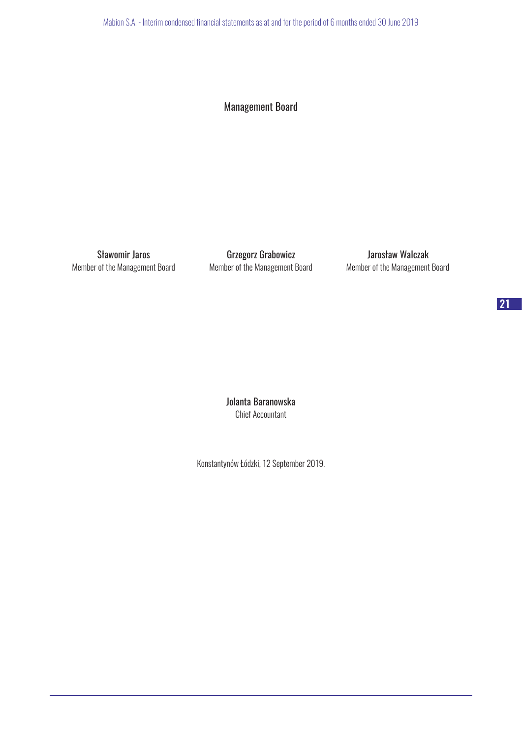## Management Board

| Sławomir Jaros | Grzegorz Grabowicz | Jarosław Walczak |
|---|---|---|
| Member of the Management Board | Member of the Management Board | Member of the Management Board |

Jolanta Baranowska
Chief Accountant

Konstantynów Łódzki, 12 September 2019.